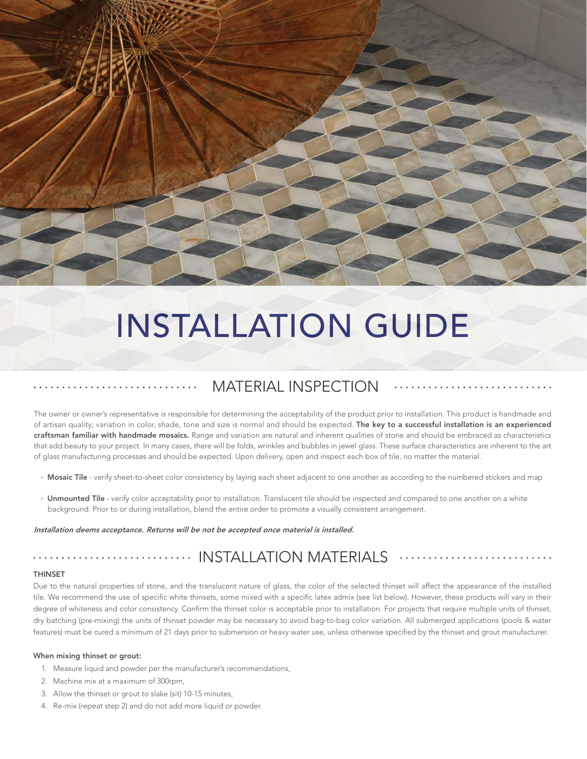# INSTALLATION GUIDE

## MATERIAL INSPECTION

The owner or owner's representative is responsible for determining the acceptability of the product prior to installation. This product is handmade and of artisan quality; variation in color, shade, tone and size is normal and should be expected. **The key to a successful installation is an experienced craftsman familiar with handmade mosaics.** Range and variation are natural and inherent qualities of stone and should be embraced as characteristics that add beauty to your project. In many cases, there will be folds, wrinkles and bubbles in jewel glass. These surface characteristics are inherent to the art of glass manufacturing processes and should be expected. Upon delivery, open and inspect each box of tile, no matter the material.

- **Mosaic Tile** - verify sheet-to-sheet color consistency by laying each sheet adjacent to one another as according to the numbered stickers and map
- **Unmounted Tile** - verify color acceptability prior to installation. Translucent tile should be inspected and compared to one another on a white background. Prior to or during installation, blend the entire order to promote a visually consistent arrangement.

***Installation deems acceptance. Returns will be not be accepted once material is installed.***

## INSTALLATION MATERIALS

### THINSET

Due to the natural properties of stone, and the translucent nature of glass, the color of the selected thinset will affect the appearance of the installed tile. We recommend the use of specific white thinsets, some mixed with a specific latex admix (see list below). However, these products will vary in their degree of whiteness and color consistency. Confirm the thinset color is acceptable prior to installation. For projects that require multiple units of thinset, dry batching (pre-mixing) the units of thinset powder may be necessary to avoid bag-to-bag color variation. All submerged applications (pools & water features) must be cured a minimum of 21 days prior to submersion or heavy water use, unless otherwise specified by the thinset and grout manufacturer.

**When mixing thinset or grout:**

1. Measure liquid and powder per the manufacturer's recommendations,
2. Machine mix at a maximum of 300rpm,
3. Allow the thinset or grout to slake (sit) 10-15 minutes,
4. Re-mix (repeat step 2) and do not add more liquid or powder.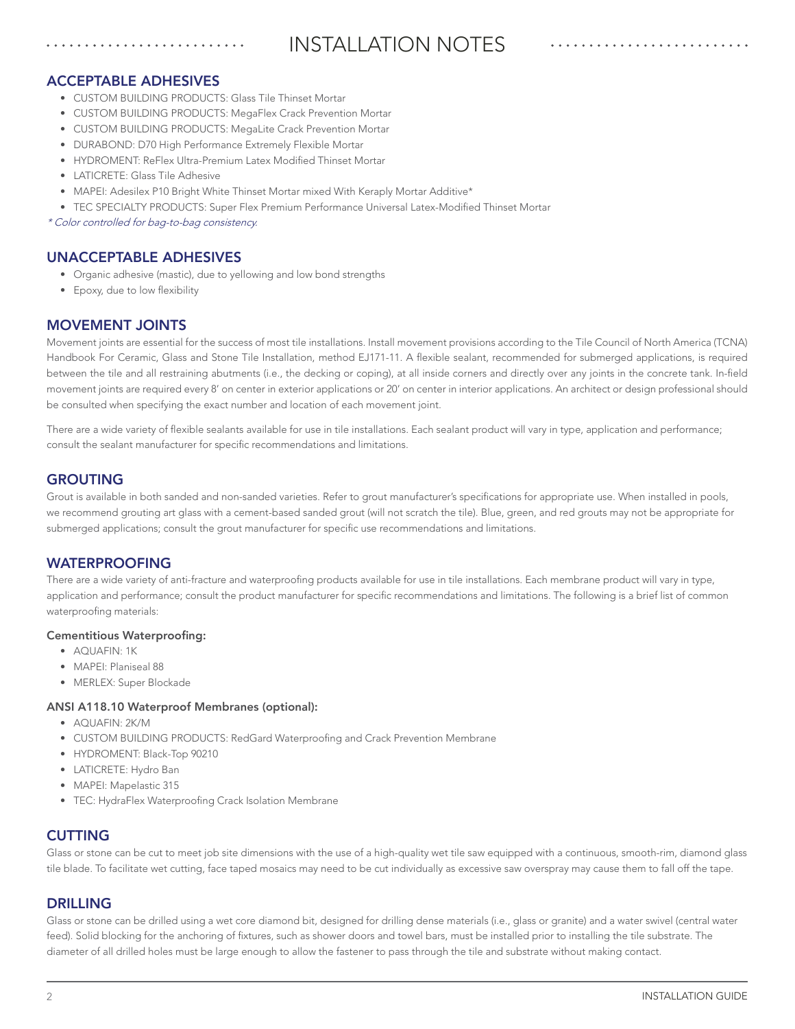# INSTALLATION NOTES

## ACCEPTABLE ADHESIVES

- CUSTOM BUILDING PRODUCTS: Glass Tile Thinset Mortar
- CUSTOM BUILDING PRODUCTS: MegaFlex Crack Prevention Mortar
- CUSTOM BUILDING PRODUCTS: MegaLite Crack Prevention Mortar
- DURABOND: D70 High Performance Extremely Flexible Mortar
- HYDROMENT: ReFlex Ultra-Premium Latex Modified Thinset Mortar
- LATICRETE: Glass Tile Adhesive
- MAPEI: Adesilex P10 Bright White Thinset Mortar mixed With Keraply Mortar Additive*
- TEC SPECIALTY PRODUCTS: Super Flex Premium Performance Universal Latex-Modified Thinset Mortar

*\* Color controlled for bag-to-bag consistency.*

## UNACCEPTABLE ADHESIVES

- Organic adhesive (mastic), due to yellowing and low bond strengths
- Epoxy, due to low flexibility

## MOVEMENT JOINTS

Movement joints are essential for the success of most tile installations. Install movement provisions according to the Tile Council of North America (TCNA) Handbook For Ceramic, Glass and Stone Tile Installation, method EJ171-11. A flexible sealant, recommended for submerged applications, is required between the tile and all restraining abutments (i.e., the decking or coping), at all inside corners and directly over any joints in the concrete tank. In-field movement joints are required every 8′ on center in exterior applications or 20′ on center in interior applications. An architect or design professional should be consulted when specifying the exact number and location of each movement joint.

There are a wide variety of flexible sealants available for use in tile installations. Each sealant product will vary in type, application and performance; consult the sealant manufacturer for specific recommendations and limitations.

## GROUTING

Grout is available in both sanded and non-sanded varieties. Refer to grout manufacturer's specifications for appropriate use. When installed in pools, we recommend grouting art glass with a cement-based sanded grout (will not scratch the tile). Blue, green, and red grouts may not be appropriate for submerged applications; consult the grout manufacturer for specific use recommendations and limitations.

## WATERPROOFING

There are a wide variety of anti-fracture and waterproofing products available for use in tile installations. Each membrane product will vary in type, application and performance; consult the product manufacturer for specific recommendations and limitations. The following is a brief list of common waterproofing materials:

### Cementitious Waterproofing:

- AQUAFIN: 1K
- MAPEI: Planiseal 88
- MERLEX: Super Blockade

### ANSI A118.10 Waterproof Membranes (optional):

- AQUAFIN: 2K/M
- CUSTOM BUILDING PRODUCTS: RedGard Waterproofing and Crack Prevention Membrane
- HYDROMENT: Black-Top 90210
- LATICRETE: Hydro Ban
- MAPEI: Mapelastic 315
- TEC: HydraFlex Waterproofing Crack Isolation Membrane

## CUTTING

Glass or stone can be cut to meet job site dimensions with the use of a high-quality wet tile saw equipped with a continuous, smooth-rim, diamond glass tile blade. To facilitate wet cutting, face taped mosaics may need to be cut individually as excessive saw overspray may cause them to fall off the tape.

## DRILLING

Glass or stone can be drilled using a wet core diamond bit, designed for drilling dense materials (i.e., glass or granite) and a water swivel (central water feed). Solid blocking for the anchoring of fixtures, such as shower doors and towel bars, must be installed prior to installing the tile substrate. The diameter of all drilled holes must be large enough to allow the fastener to pass through the tile and substrate without making contact.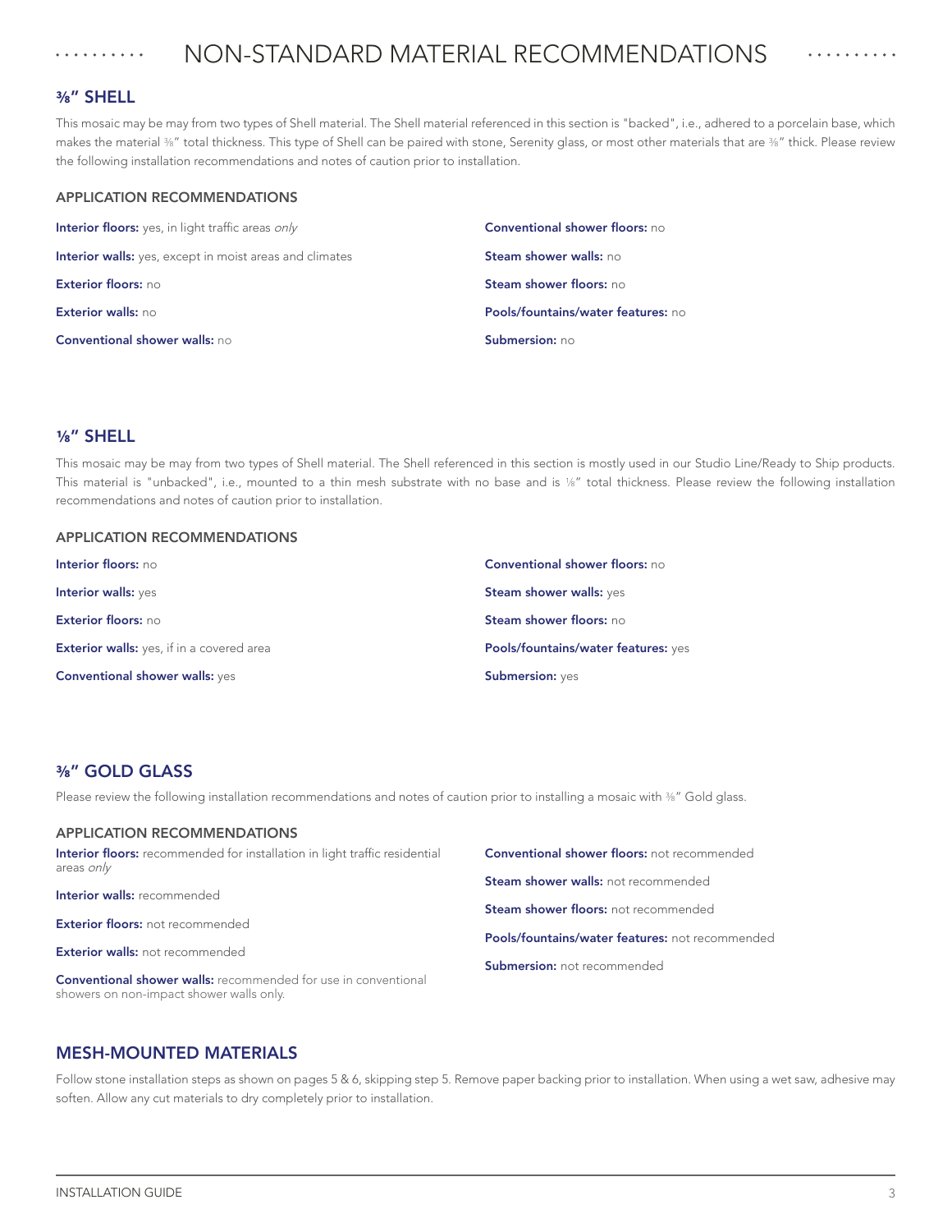# NON-STANDARD MATERIAL RECOMMENDATIONS

## ⅜" SHELL

This mosaic may be may from two types of Shell material. The Shell material referenced in this section is "backed", i.e., adhered to a porcelain base, which makes the material ⅜" total thickness. This type of Shell can be paired with stone, Serenity glass, or most other materials that are ⅜" thick. Please review the following installation recommendations and notes of caution prior to installation.

### APPLICATION RECOMMENDATIONS

**Interior floors:** yes, in light traffic areas *only*

**Interior walls:** yes, except in moist areas and climates

**Exterior floors:** no

**Exterior walls:** no

**Conventional shower walls:** no

**Conventional shower floors:** no

**Steam shower walls:** no

**Steam shower floors:** no

**Pools/fountains/water features:** no

**Submersion:** no

## ⅛" SHELL

This mosaic may be may from two types of Shell material. The Shell referenced in this section is mostly used in our Studio Line/Ready to Ship products. This material is "unbacked", i.e., mounted to a thin mesh substrate with no base and is ⅛" total thickness. Please review the following installation recommendations and notes of caution prior to installation.

### APPLICATION RECOMMENDATIONS

**Interior floors:** no

**Interior walls:** yes

**Exterior floors:** no

**Exterior walls:** yes, if in a covered area

**Conventional shower walls:** yes

**Conventional shower floors:** no

**Steam shower walls:** yes

**Steam shower floors:** no

**Pools/fountains/water features:** yes

**Submersion:** yes

## ⅜" GOLD GLASS

Please review the following installation recommendations and notes of caution prior to installing a mosaic with ⅜" Gold glass.

### APPLICATION RECOMMENDATIONS

**Interior floors:** recommended for installation in light traffic residential areas *only*

**Interior walls:** recommended

**Exterior floors:** not recommended

**Exterior walls:** not recommended

**Conventional shower walls:** recommended for use in conventional showers on non-impact shower walls only.

**Conventional shower floors:** not recommended

**Steam shower walls:** not recommended

**Steam shower floors:** not recommended

**Pools/fountains/water features:** not recommended

**Submersion:** not recommended

## MESH-MOUNTED MATERIALS

Follow stone installation steps as shown on pages 5 & 6, skipping step 5. Remove paper backing prior to installation. When using a wet saw, adhesive may soften. Allow any cut materials to dry completely prior to installation.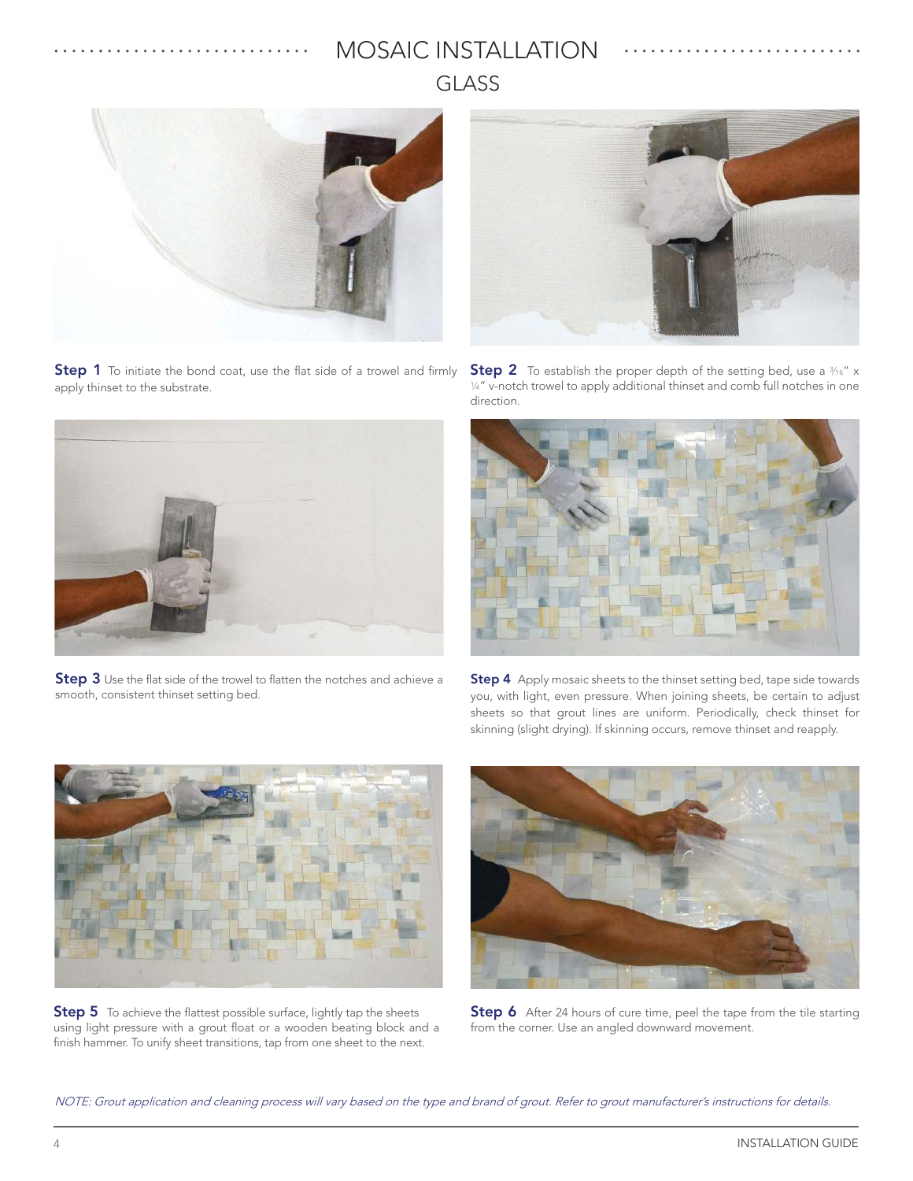# MOSAIC INSTALLATION

## GLASS

**Step 1** To initiate the bond coat, use the flat side of a trowel and firmly apply thinset to the substrate.

**Step 2** To establish the proper depth of the setting bed, use a 3⁄16" x ¼" v-notch trowel to apply additional thinset and comb full notches in one direction.

**Step 3** Use the flat side of the trowel to flatten the notches and achieve a smooth, consistent thinset setting bed.

**Step 4** Apply mosaic sheets to the thinset setting bed, tape side towards you, with light, even pressure. When joining sheets, be certain to adjust sheets so that grout lines are uniform. Periodically, check thinset for skinning (slight drying). If skinning occurs, remove thinset and reapply.

**Step 5** To achieve the flattest possible surface, lightly tap the sheets using light pressure with a grout float or a wooden beating block and a finish hammer. To unify sheet transitions, tap from one sheet to the next.

**Step 6** After 24 hours of cure time, peel the tape from the tile starting from the corner. Use an angled downward movement.

*NOTE: Grout application and cleaning process will vary based on the type and brand of grout. Refer to grout manufacturer's instructions for details.*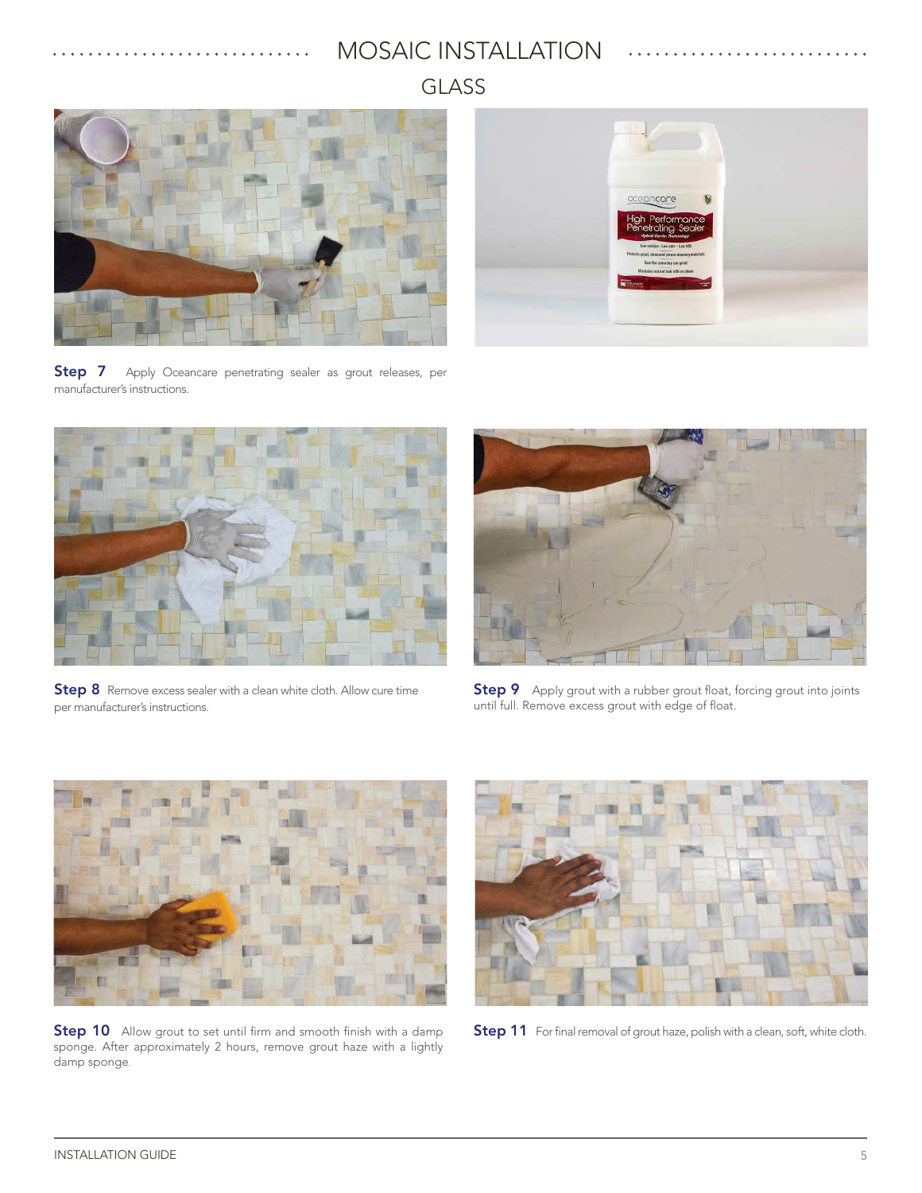# MOSAIC INSTALLATION

## GLASS

**Step 7** Apply Oceancare penetrating sealer as grout releases, per manufacturer's instructions.

**Step 8** Remove excess sealer with a clean white cloth. Allow cure time per manufacturer's instructions.

**Step 9** Apply grout with a rubber grout float, forcing grout into joints until full. Remove excess grout with edge of float.

**Step 10** Allow grout to set until firm and smooth finish with a damp sponge. After approximately 2 hours, remove grout haze with a lightly damp sponge.

**Step 11** For final removal of grout haze, polish with a clean, soft, white cloth.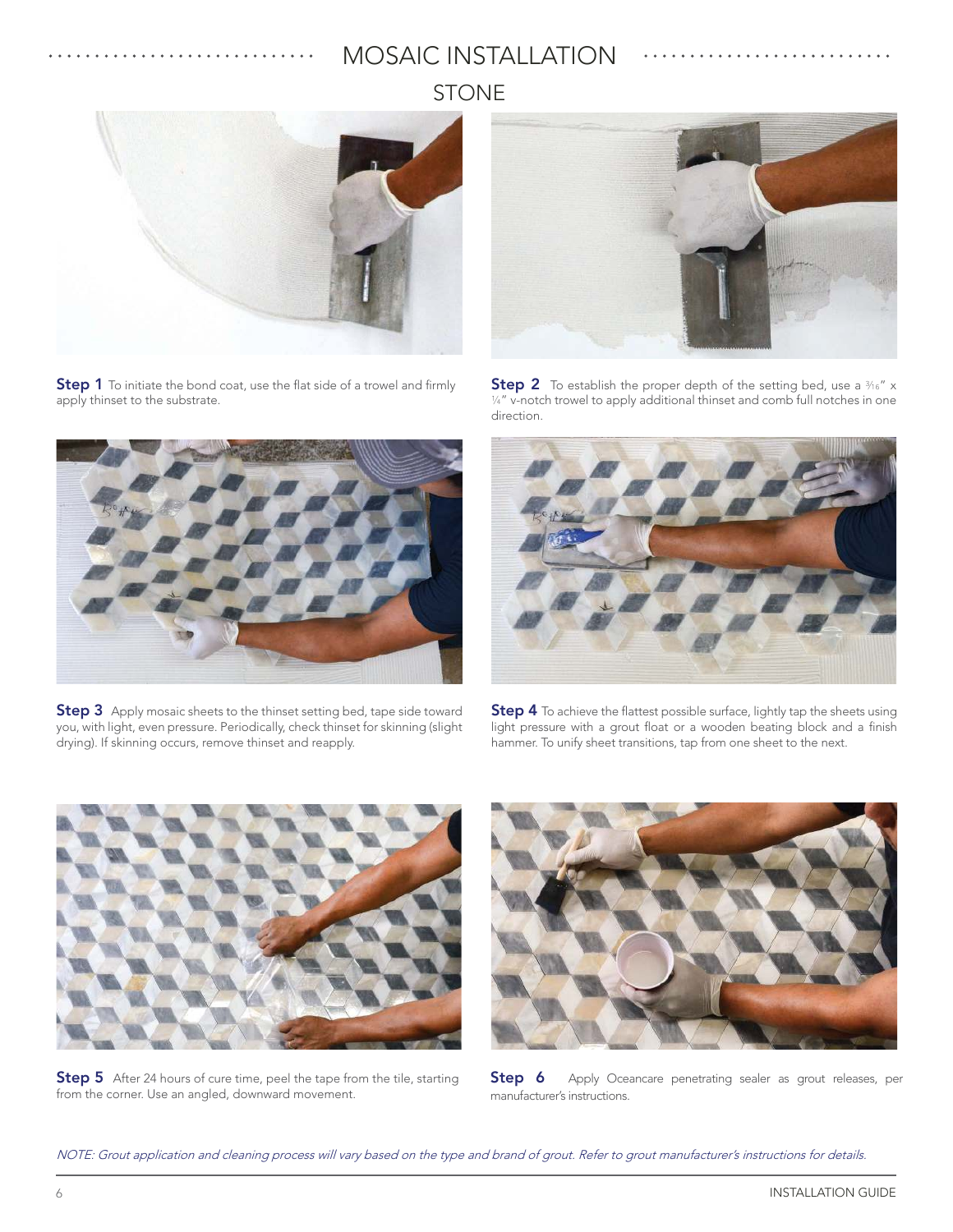# MOSAIC INSTALLATION

## STONE

**Step 1** To initiate the bond coat, use the flat side of a trowel and firmly apply thinset to the substrate.

**Step 2** To establish the proper depth of the setting bed, use a $^{3}/_{16}$" x $^{1}/_{4}$" v-notch trowel to apply additional thinset and comb full notches in one direction.

**Step 3** Apply mosaic sheets to the thinset setting bed, tape side toward you, with light, even pressure. Periodically, check thinset for skinning (slight drying). If skinning occurs, remove thinset and reapply.

**Step 4** To achieve the flattest possible surface, lightly tap the sheets using light pressure with a grout float or a wooden beating block and a finish hammer. To unify sheet transitions, tap from one sheet to the next.

**Step 5** After 24 hours of cure time, peel the tape from the tile, starting from the corner. Use an angled, downward movement.

**Step 6** Apply Oceancare penetrating sealer as grout releases, per manufacturer's instructions.

*NOTE: Grout application and cleaning process will vary based on the type and brand of grout. Refer to grout manufacturer's instructions for details.*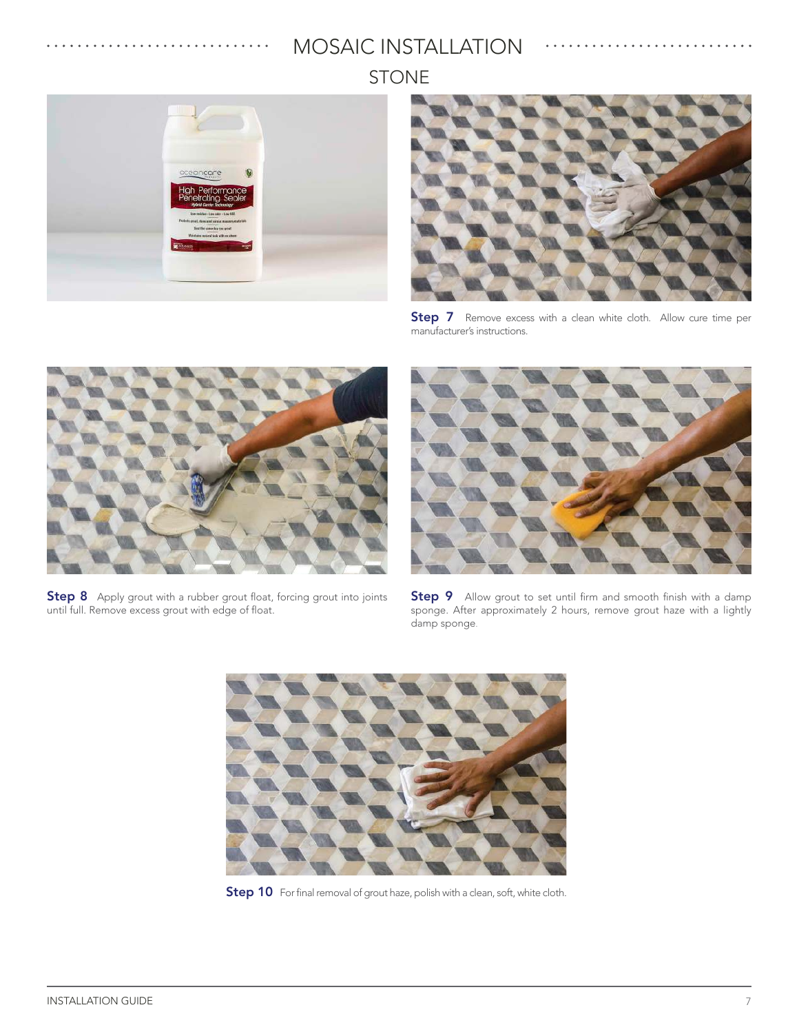# MOSAIC INSTALLATION

## STONE

**Step 7** Remove excess with a clean white cloth. Allow cure time per manufacturer's instructions.

**Step 8** Apply grout with a rubber grout float, forcing grout into joints until full. Remove excess grout with edge of float.

**Step 9** Allow grout to set until firm and smooth finish with a damp sponge. After approximately 2 hours, remove grout haze with a lightly damp sponge.

**Step 10** For final removal of grout haze, polish with a clean, soft, white cloth.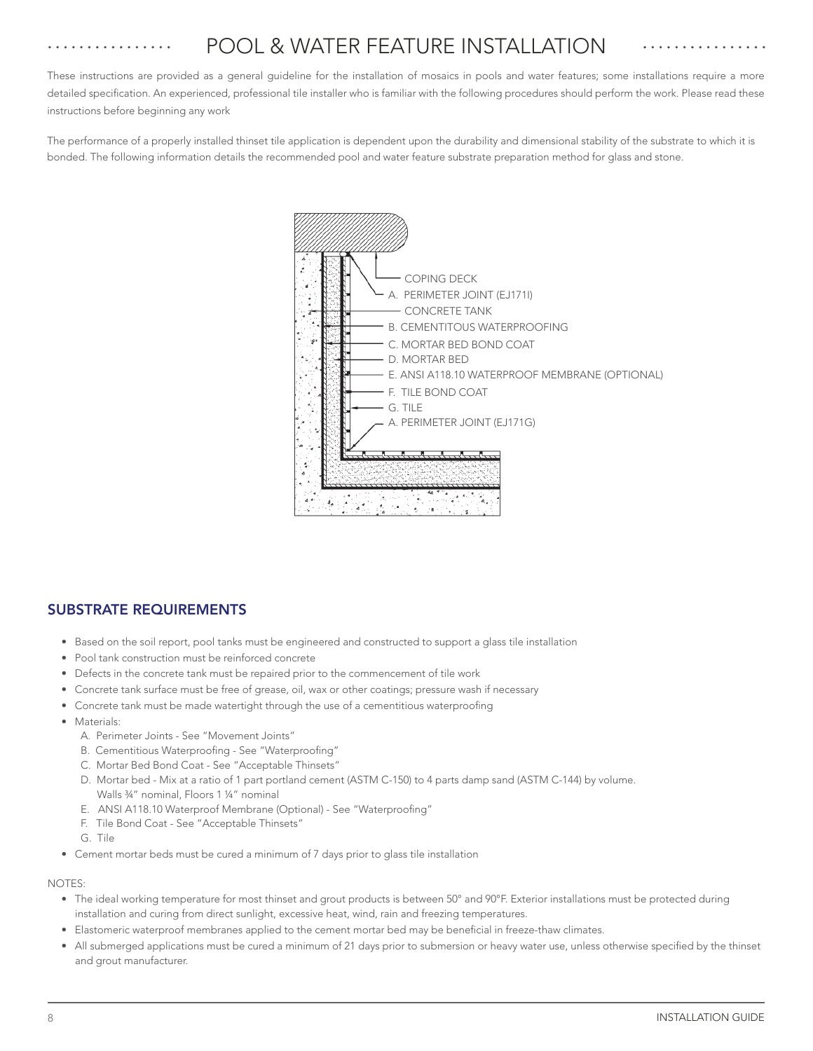# POOL & WATER FEATURE INSTALLATION

These instructions are provided as a general guideline for the installation of mosaics in pools and water features; some installations require a more detailed specification. An experienced, professional tile installer who is familiar with the following procedures should perform the work. Please read these instructions before beginning any work

The performance of a properly installed thinset tile application is dependent upon the durability and dimensional stability of the substrate to which it is bonded. The following information details the recommended pool and water feature substrate preparation method for glass and stone.

COPING DECK
A. PERIMETER JOINT (EJ171I)
CONCRETE TANK
B. CEMENTITOUS WATERPROOFING
C. MORTAR BED BOND COAT
D. MORTAR BED
E. ANSI A118.10 WATERPROOF MEMBRANE (OPTIONAL)
F. TILE BOND COAT
G. TILE
A. PERIMETER JOINT (EJ171G)

## SUBSTRATE REQUIREMENTS

- Based on the soil report, pool tanks must be engineered and constructed to support a glass tile installation
- Pool tank construction must be reinforced concrete
- Defects in the concrete tank must be repaired prior to the commencement of tile work
- Concrete tank surface must be free of grease, oil, wax or other coatings; pressure wash if necessary
- Concrete tank must be made watertight through the use of a cementitious waterproofing
- Materials:
  A. Perimeter Joints - See "Movement Joints"
  B. Cementitious Waterproofing - See "Waterproofing"
  C. Mortar Bed Bond Coat - See "Acceptable Thinsets"
  D. Mortar bed - Mix at a ratio of 1 part portland cement (ASTM C-150) to 4 parts damp sand (ASTM C-144) by volume. Walls ¾" nominal, Floors 1 ¼" nominal
  E. ANSI A118.10 Waterproof Membrane (Optional) - See "Waterproofing"
  F. Tile Bond Coat - See "Acceptable Thinsets"
  G. Tile
- Cement mortar beds must be cured a minimum of 7 days prior to glass tile installation

NOTES:

- The ideal working temperature for most thinset and grout products is between 50° and 90°F. Exterior installations must be protected during installation and curing from direct sunlight, excessive heat, wind, rain and freezing temperatures.
- Elastomeric waterproof membranes applied to the cement mortar bed may be beneficial in freeze-thaw climates.
- All submerged applications must be cured a minimum of 21 days prior to submersion or heavy water use, unless otherwise specified by the thinset and grout manufacturer.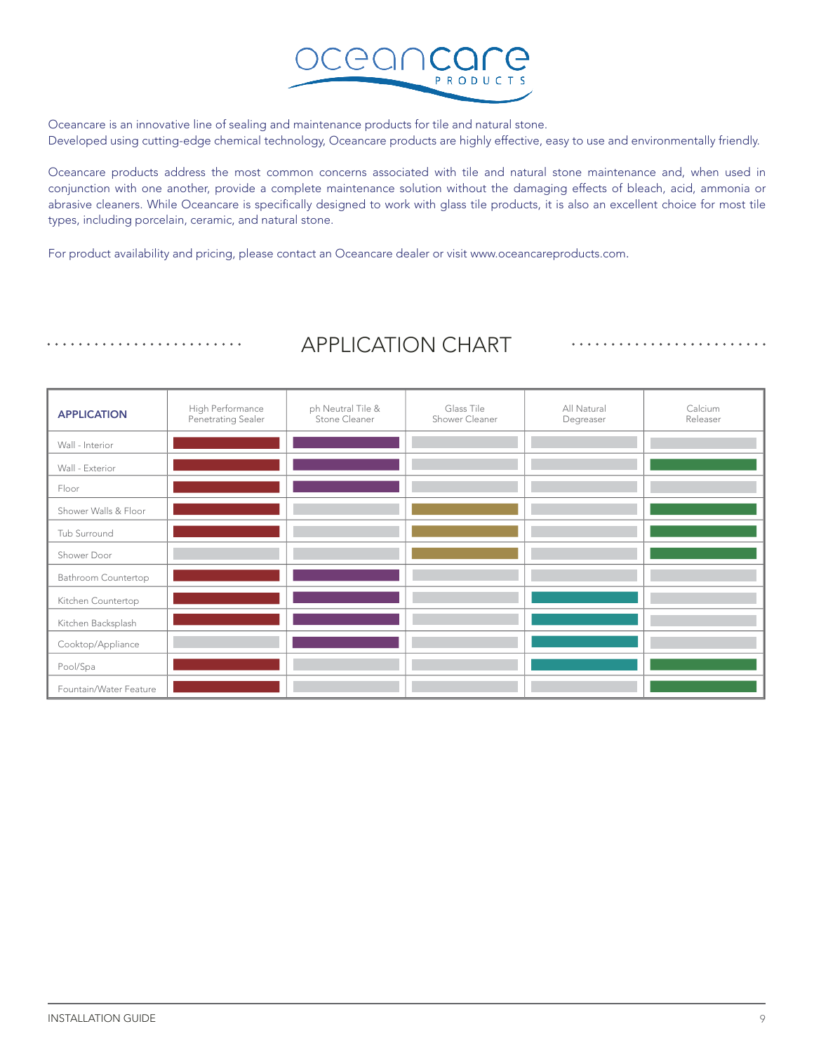oceancare PRODUCTS

Oceancare is an innovative line of sealing and maintenance products for tile and natural stone.
Developed using cutting-edge chemical technology, Oceancare products are highly effective, easy to use and environmentally friendly.

Oceancare products address the most common concerns associated with tile and natural stone maintenance and, when used in conjunction with one another, provide a complete maintenance solution without the damaging effects of bleach, acid, ammonia or abrasive cleaners. While Oceancare is specifically designed to work with glass tile products, it is also an excellent choice for most tile types, including porcelain, ceramic, and natural stone.

For product availability and pricing, please contact an Oceancare dealer or visit www.oceancareproducts.com.

## APPLICATION CHART

| APPLICATION | High Performance Penetrating Sealer | ph Neutral Tile & Stone Cleaner | Glass Tile Shower Cleaner | All Natural Degreaser | Calcium Releaser |
|---|---|---|---|---|---|
| Wall - Interior | ✓ | ✓ | | | |
| Wall - Exterior | ✓ | ✓ | | | ✓ |
| Floor | ✓ | ✓ | | | |
| Shower Walls & Floor | ✓ | | ✓ | | ✓ |
| Tub Surround | ✓ | | ✓ | | ✓ |
| Shower Door | | | ✓ | | ✓ |
| Bathroom Countertop | ✓ | ✓ | | | |
| Kitchen Countertop | ✓ | ✓ | | ✓ | |
| Kitchen Backsplash | ✓ | ✓ | | ✓ | |
| Cooktop/Appliance | | ✓ | | ✓ | |
| Pool/Spa | ✓ | | | ✓ | ✓ |
| Fountain/Water Feature | ✓ | | | | ✓ |